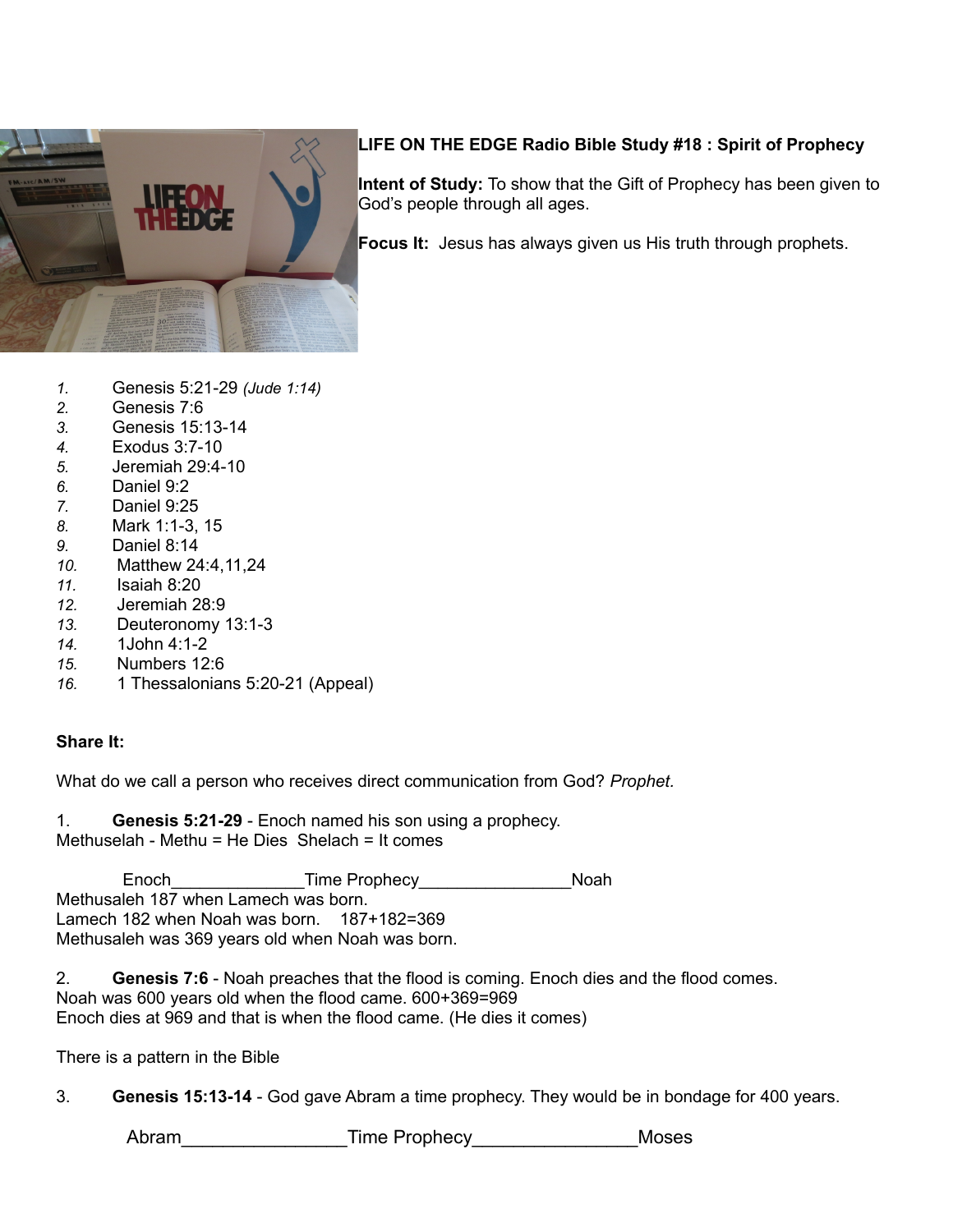**LIFE ON THE EDGE Radio Bible Study #18 : Spirit of Prophecy**

**Intent of Study:** To show that the Gift of Prophecy has been given to God's people through all ages.

**Focus It:** Jesus has always given us His truth through prophets.

1. Genesis 5:21-29 *(Jude 1:14)*
2. Genesis 7:6
3. Genesis 15:13-14
4. Exodus 3:7-10
5. Jeremiah 29:4-10
6. Daniel 9:2
7. Daniel 9:25
8. Mark 1:1-3, 15
9. Daniel 8:14
10. Matthew 24:4,11,24
11. Isaiah 8:20
12. Jeremiah 28:9
13. Deuteronomy 13:1-3
14. 1John 4:1-2
15. Numbers 12:6
16. 1 Thessalonians 5:20-21 (Appeal)

**Share It:**

What do we call a person who receives direct communication from God? *Prophet.*

1. **Genesis 5:21-29** - Enoch named his son using a prophecy.
Methuselah - Methu = He Dies Shelach = It comes

Enoch______________Time Prophecy________________Noah
Methusaleh 187 when Lamech was born.
Lamech 182 when Noah was born. 187+182=369
Methusaleh was 369 years old when Noah was born.

2. **Genesis 7:6** - Noah preaches that the flood is coming. Enoch dies and the flood comes.
Noah was 600 years old when the flood came. 600+369=969
Enoch dies at 969 and that is when the flood came. (He dies it comes)

There is a pattern in the Bible

3. **Genesis 15:13-14** - God gave Abram a time prophecy. They would be in bondage for 400 years.

Abram________________Time Prophecy________________Moses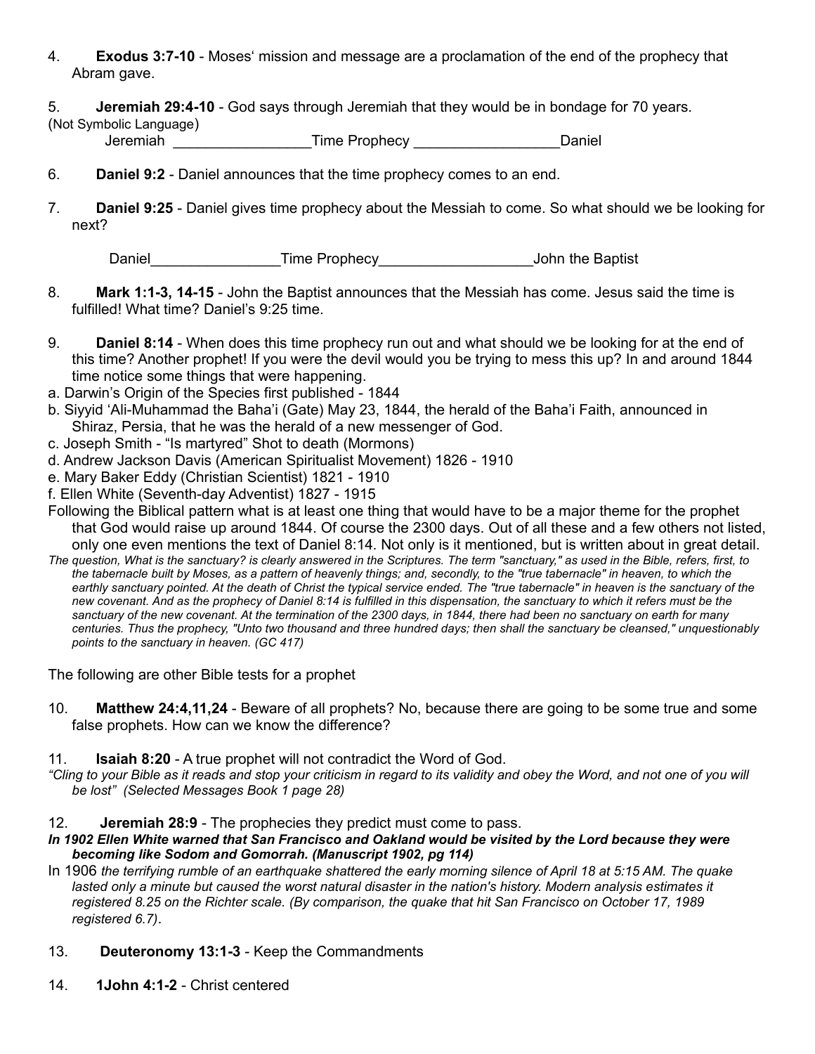4. **Exodus 3:7-10** - Moses' mission and message are a proclamation of the end of the prophecy that Abram gave.

5. **Jeremiah 29:4-10** - God says through Jeremiah that they would be in bondage for 70 years. (Not Symbolic Language)

   Jeremiah _________________Time Prophecy __________________Daniel

6. **Daniel 9:2** - Daniel announces that the time prophecy comes to an end.

7. **Daniel 9:25** - Daniel gives time prophecy about the Messiah to come. So what should we be looking for next?

   Daniel________________Time Prophecy___________________John the Baptist

8. **Mark 1:1-3, 14-15** - John the Baptist announces that the Messiah has come. Jesus said the time is fulfilled! What time? Daniel's 9:25 time.

9. **Daniel 8:14** - When does this time prophecy run out and what should we be looking for at the end of this time? Another prophet! If you were the devil would you be trying to mess this up? In and around 1844 time notice some things that were happening.

a. Darwin's Origin of the Species first published - 1844
b. Siyyid 'Ali-Muhammad the Baha'i (Gate) May 23, 1844, the herald of the Baha'i Faith, announced in Shiraz, Persia, that he was the herald of a new messenger of God.
c. Joseph Smith - "Is martyred" Shot to death (Mormons)
d. Andrew Jackson Davis (American Spiritualist Movement) 1826 - 1910
e. Mary Baker Eddy (Christian Scientist) 1821 - 1910
f. Ellen White (Seventh-day Adventist) 1827 - 1915

Following the Biblical pattern what is at least one thing that would have to be a major theme for the prophet that God would raise up around 1844. Of course the 2300 days. Out of all these and a few others not listed, only one even mentions the text of Daniel 8:14. Not only is it mentioned, but is written about in great detail.

*The question, What is the sanctuary? is clearly answered in the Scriptures. The term "sanctuary," as used in the Bible, refers, first, to the tabernacle built by Moses, as a pattern of heavenly things; and, secondly, to the "true tabernacle" in heaven, to which the earthly sanctuary pointed. At the death of Christ the typical service ended. The "true tabernacle" in heaven is the sanctuary of the new covenant. And as the prophecy of Daniel 8:14 is fulfilled in this dispensation, the sanctuary to which it refers must be the sanctuary of the new covenant. At the termination of the 2300 days, in 1844, there had been no sanctuary on earth for many centuries. Thus the prophecy, "Unto two thousand and three hundred days; then shall the sanctuary be cleansed," unquestionably points to the sanctuary in heaven. (GC 417)*

The following are other Bible tests for a prophet

10. **Matthew 24:4,11,24** - Beware of all prophets? No, because there are going to be some true and some false prophets. How can we know the difference?

11. **Isaiah 8:20** - A true prophet will not contradict the Word of God.

*"Cling to your Bible as it reads and stop your criticism in regard to its validity and obey the Word, and not one of you will be lost" (Selected Messages Book 1 page 28)*

12. **Jeremiah 28:9** - The prophecies they predict must come to pass.

***In 1902 Ellen White warned that San Francisco and Oakland would be visited by the Lord because they were becoming like Sodom and Gomorrah. (Manuscript 1902, pg 114)***

In 1906 *the terrifying rumble of an earthquake shattered the early morning silence of April 18 at 5:15 AM. The quake lasted only a minute but caused the worst natural disaster in the nation's history. Modern analysis estimates it registered 8.25 on the Richter scale. (By comparison, the quake that hit San Francisco on October 17, 1989 registered 6.7)*.

13. **Deuteronomy 13:1-3** - Keep the Commandments

14. **1John 4:1-2** - Christ centered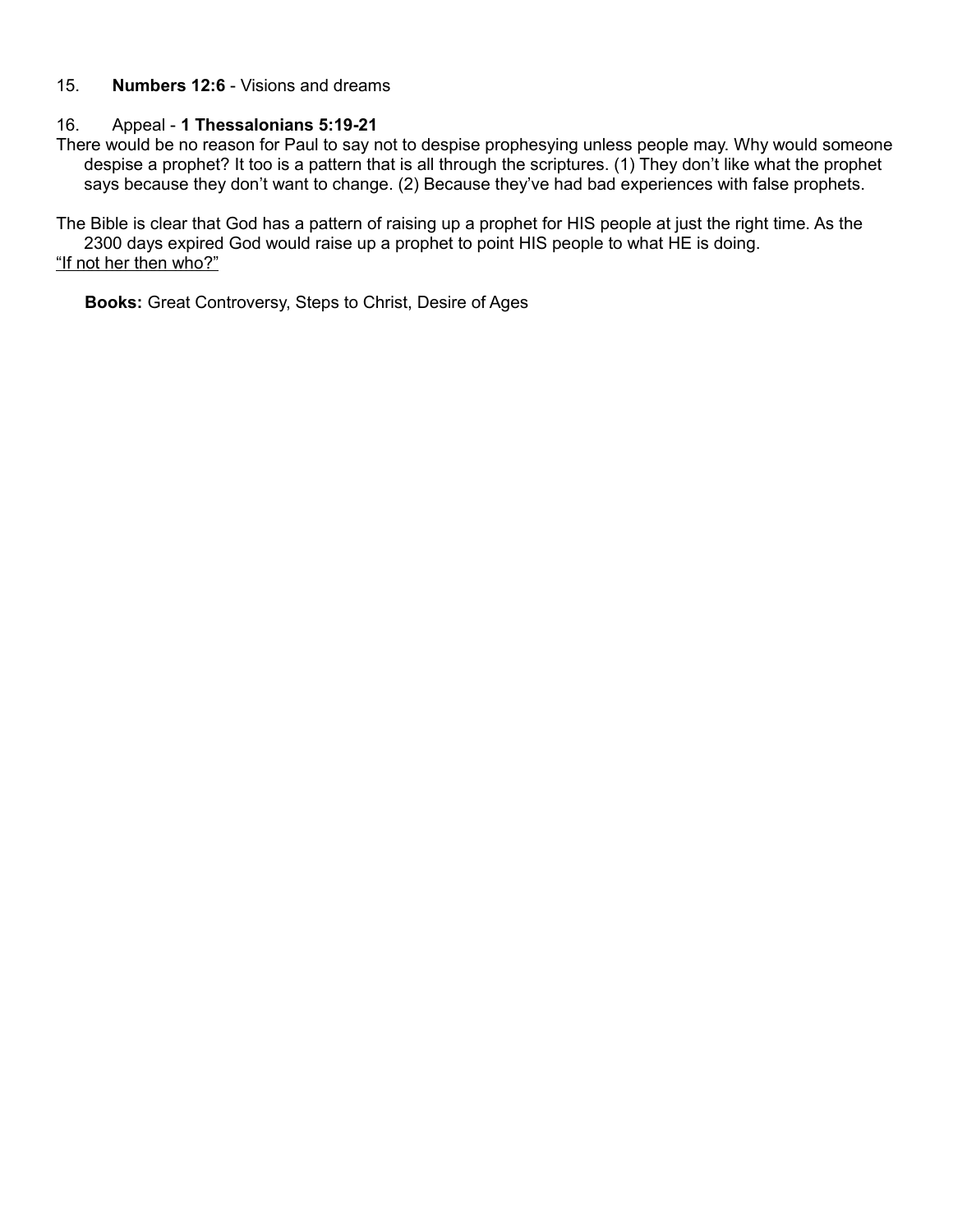15. **Numbers 12:6** - Visions and dreams

16. Appeal - **1 Thessalonians 5:19-21**

There would be no reason for Paul to say not to despise prophesying unless people may. Why would someone despise a prophet? It too is a pattern that is all through the scriptures. (1) They don't like what the prophet says because they don't want to change. (2) Because they've had bad experiences with false prophets.

The Bible is clear that God has a pattern of raising up a prophet for HIS people at just the right time. As the 2300 days expired God would raise up a prophet to point HIS people to what HE is doing.

<u>"If not her then who?"</u>

**Books:** Great Controversy, Steps to Christ, Desire of Ages